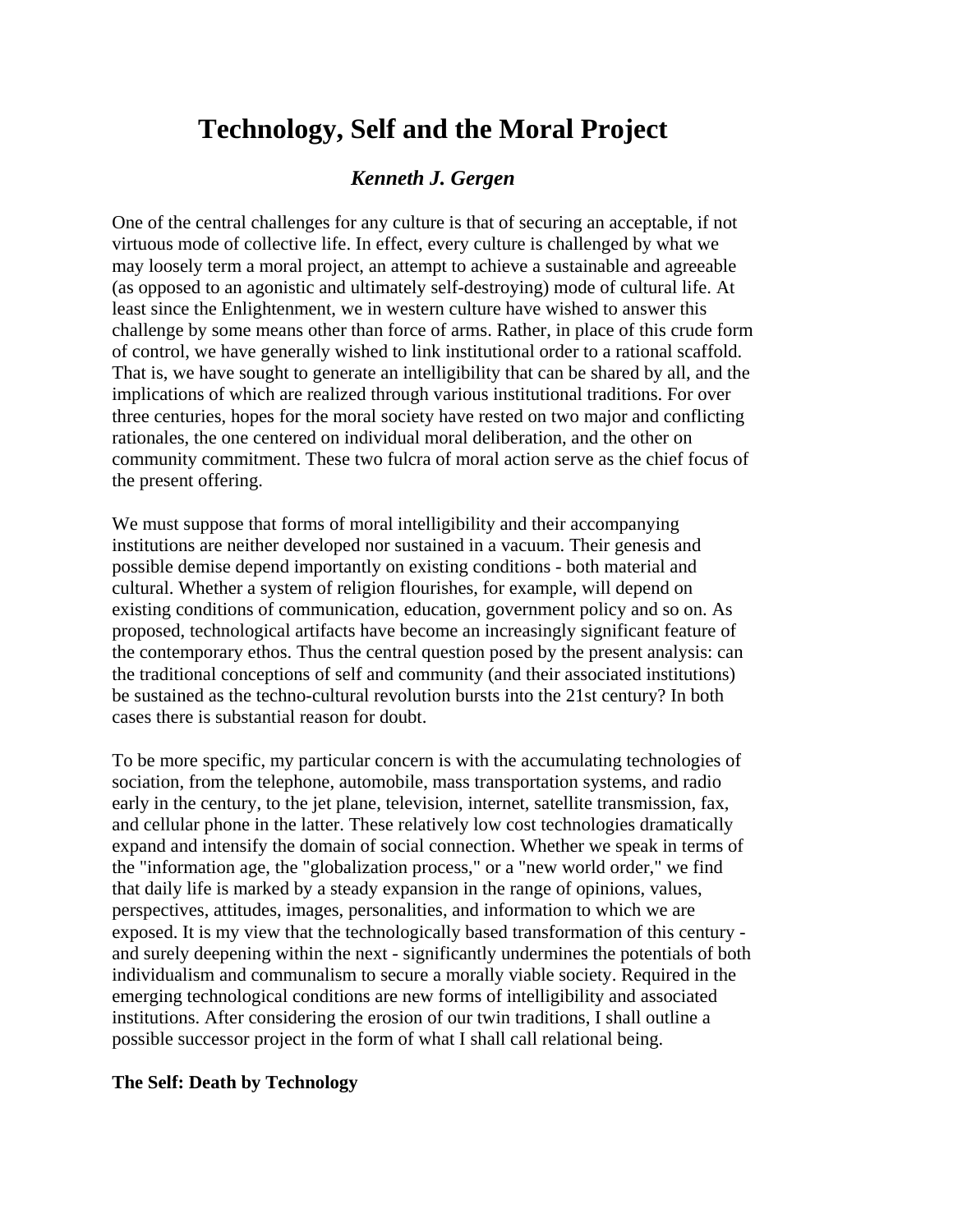# Technology, Self and the Moral Project

***Kenneth J. Gergen***

One of the central challenges for any culture is that of securing an acceptable, if not virtuous mode of collective life. In effect, every culture is challenged by what we may loosely term a moral project, an attempt to achieve a sustainable and agreeable (as opposed to an agonistic and ultimately self-destroying) mode of cultural life. At least since the Enlightenment, we in western culture have wished to answer this challenge by some means other than force of arms. Rather, in place of this crude form of control, we have generally wished to link institutional order to a rational scaffold. That is, we have sought to generate an intelligibility that can be shared by all, and the implications of which are realized through various institutional traditions. For over three centuries, hopes for the moral society have rested on two major and conflicting rationales, the one centered on individual moral deliberation, and the other on community commitment. These two fulcra of moral action serve as the chief focus of the present offering.

We must suppose that forms of moral intelligibility and their accompanying institutions are neither developed nor sustained in a vacuum. Their genesis and possible demise depend importantly on existing conditions - both material and cultural. Whether a system of religion flourishes, for example, will depend on existing conditions of communication, education, government policy and so on. As proposed, technological artifacts have become an increasingly significant feature of the contemporary ethos. Thus the central question posed by the present analysis: can the traditional conceptions of self and community (and their associated institutions) be sustained as the techno-cultural revolution bursts into the 21st century? In both cases there is substantial reason for doubt.

To be more specific, my particular concern is with the accumulating technologies of sociation, from the telephone, automobile, mass transportation systems, and radio early in the century, to the jet plane, television, internet, satellite transmission, fax, and cellular phone in the latter. These relatively low cost technologies dramatically expand and intensify the domain of social connection. Whether we speak in terms of the "information age, the "globalization process," or a "new world order," we find that daily life is marked by a steady expansion in the range of opinions, values, perspectives, attitudes, images, personalities, and information to which we are exposed. It is my view that the technologically based transformation of this century - and surely deepening within the next - significantly undermines the potentials of both individualism and communalism to secure a morally viable society. Required in the emerging technological conditions are new forms of intelligibility and associated institutions. After considering the erosion of our twin traditions, I shall outline a possible successor project in the form of what I shall call relational being.

**The Self: Death by Technology**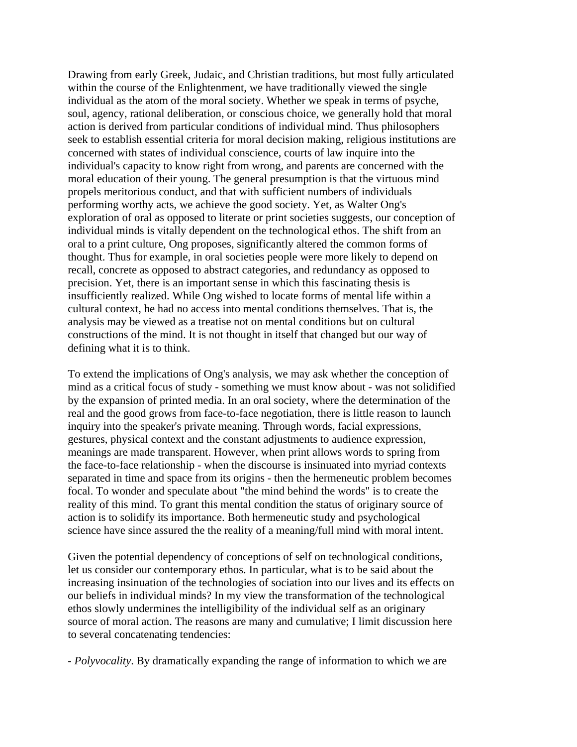Drawing from early Greek, Judaic, and Christian traditions, but most fully articulated within the course of the Enlightenment, we have traditionally viewed the single individual as the atom of the moral society. Whether we speak in terms of psyche, soul, agency, rational deliberation, or conscious choice, we generally hold that moral action is derived from particular conditions of individual mind. Thus philosophers seek to establish essential criteria for moral decision making, religious institutions are concerned with states of individual conscience, courts of law inquire into the individual's capacity to know right from wrong, and parents are concerned with the moral education of their young. The general presumption is that the virtuous mind propels meritorious conduct, and that with sufficient numbers of individuals performing worthy acts, we achieve the good society. Yet, as Walter Ong's exploration of oral as opposed to literate or print societies suggests, our conception of individual minds is vitally dependent on the technological ethos. The shift from an oral to a print culture, Ong proposes, significantly altered the common forms of thought. Thus for example, in oral societies people were more likely to depend on recall, concrete as opposed to abstract categories, and redundancy as opposed to precision. Yet, there is an important sense in which this fascinating thesis is insufficiently realized. While Ong wished to locate forms of mental life within a cultural context, he had no access into mental conditions themselves. That is, the analysis may be viewed as a treatise not on mental conditions but on cultural constructions of the mind. It is not thought in itself that changed but our way of defining what it is to think.

To extend the implications of Ong's analysis, we may ask whether the conception of mind as a critical focus of study - something we must know about - was not solidified by the expansion of printed media. In an oral society, where the determination of the real and the good grows from face-to-face negotiation, there is little reason to launch inquiry into the speaker's private meaning. Through words, facial expressions, gestures, physical context and the constant adjustments to audience expression, meanings are made transparent. However, when print allows words to spring from the face-to-face relationship - when the discourse is insinuated into myriad contexts separated in time and space from its origins - then the hermeneutic problem becomes focal. To wonder and speculate about "the mind behind the words" is to create the reality of this mind. To grant this mental condition the status of originary source of action is to solidify its importance. Both hermeneutic study and psychological science have since assured the the reality of a meaning/full mind with moral intent.

Given the potential dependency of conceptions of self on technological conditions, let us consider our contemporary ethos. In particular, what is to be said about the increasing insinuation of the technologies of sociation into our lives and its effects on our beliefs in individual minds? In my view the transformation of the technological ethos slowly undermines the intelligibility of the individual self as an originary source of moral action. The reasons are many and cumulative; I limit discussion here to several concatenating tendencies:

- *Polyvocality*. By dramatically expanding the range of information to which we are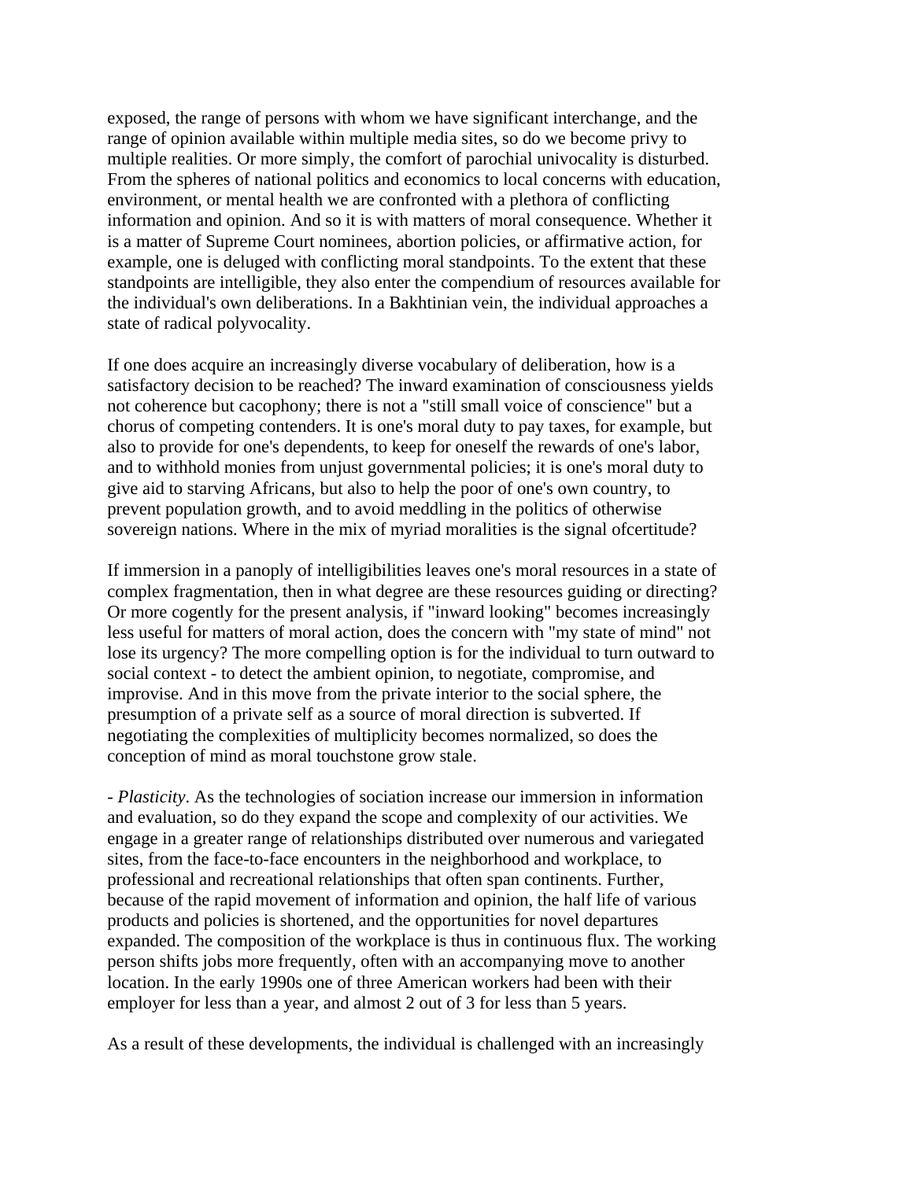exposed, the range of persons with whom we have significant interchange, and the range of opinion available within multiple media sites, so do we become privy to multiple realities. Or more simply, the comfort of parochial univocality is disturbed. From the spheres of national politics and economics to local concerns with education, environment, or mental health we are confronted with a plethora of conflicting information and opinion. And so it is with matters of moral consequence. Whether it is a matter of Supreme Court nominees, abortion policies, or affirmative action, for example, one is deluged with conflicting moral standpoints. To the extent that these standpoints are intelligible, they also enter the compendium of resources available for the individual's own deliberations. In a Bakhtinian vein, the individual approaches a state of radical polyvocality.

If one does acquire an increasingly diverse vocabulary of deliberation, how is a satisfactory decision to be reached? The inward examination of consciousness yields not coherence but cacophony; there is not a "still small voice of conscience" but a chorus of competing contenders. It is one's moral duty to pay taxes, for example, but also to provide for one's dependents, to keep for oneself the rewards of one's labor, and to withhold monies from unjust governmental policies; it is one's moral duty to give aid to starving Africans, but also to help the poor of one's own country, to prevent population growth, and to avoid meddling in the politics of otherwise sovereign nations. Where in the mix of myriad moralities is the signal ofcertitude?

If immersion in a panoply of intelligibilities leaves one's moral resources in a state of complex fragmentation, then in what degree are these resources guiding or directing? Or more cogently for the present analysis, if "inward looking" becomes increasingly less useful for matters of moral action, does the concern with "my state of mind" not lose its urgency? The more compelling option is for the individual to turn outward to social context - to detect the ambient opinion, to negotiate, compromise, and improvise. And in this move from the private interior to the social sphere, the presumption of a private self as a source of moral direction is subverted. If negotiating the complexities of multiplicity becomes normalized, so does the conception of mind as moral touchstone grow stale.

- *Plasticity*. As the technologies of sociation increase our immersion in information and evaluation, so do they expand the scope and complexity of our activities. We engage in a greater range of relationships distributed over numerous and variegated sites, from the face-to-face encounters in the neighborhood and workplace, to professional and recreational relationships that often span continents. Further, because of the rapid movement of information and opinion, the half life of various products and policies is shortened, and the opportunities for novel departures expanded. The composition of the workplace is thus in continuous flux. The working person shifts jobs more frequently, often with an accompanying move to another location. In the early 1990s one of three American workers had been with their employer for less than a year, and almost 2 out of 3 for less than 5 years.

As a result of these developments, the individual is challenged with an increasingly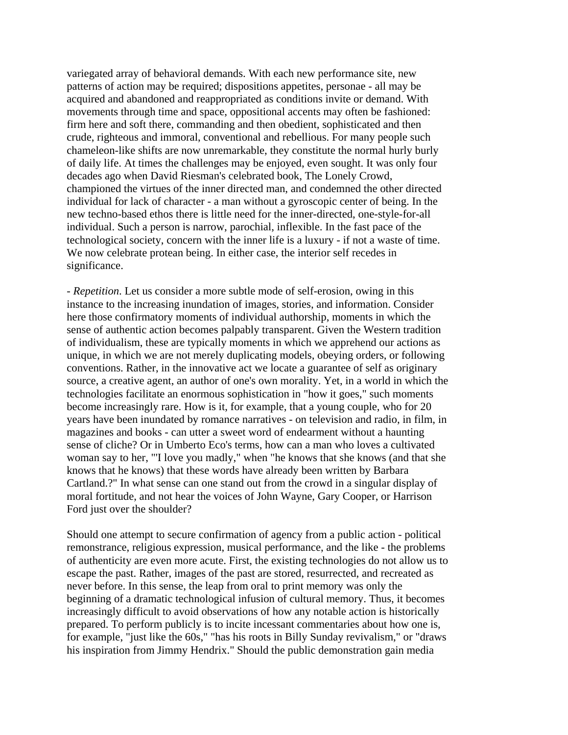variegated array of behavioral demands. With each new performance site, new patterns of action may be required; dispositions appetites, personae - all may be acquired and abandoned and reappropriated as conditions invite or demand. With movements through time and space, oppositional accents may often be fashioned: firm here and soft there, commanding and then obedient, sophisticated and then crude, righteous and immoral, conventional and rebellious. For many people such chameleon-like shifts are now unremarkable, they constitute the normal hurly burly of daily life. At times the challenges may be enjoyed, even sought. It was only four decades ago when David Riesman's celebrated book, The Lonely Crowd, championed the virtues of the inner directed man, and condemned the other directed individual for lack of character - a man without a gyroscopic center of being. In the new techno-based ethos there is little need for the inner-directed, one-style-for-all individual. Such a person is narrow, parochial, inflexible. In the fast pace of the technological society, concern with the inner life is a luxury - if not a waste of time. We now celebrate protean being. In either case, the interior self recedes in significance.

- *Repetition*. Let us consider a more subtle mode of self-erosion, owing in this instance to the increasing inundation of images, stories, and information. Consider here those confirmatory moments of individual authorship, moments in which the sense of authentic action becomes palpably transparent. Given the Western tradition of individualism, these are typically moments in which we apprehend our actions as unique, in which we are not merely duplicating models, obeying orders, or following conventions. Rather, in the innovative act we locate a guarantee of self as originary source, a creative agent, an author of one's own morality. Yet, in a world in which the technologies facilitate an enormous sophistication in "how it goes," such moments become increasingly rare. How is it, for example, that a young couple, who for 20 years have been inundated by romance narratives - on television and radio, in film, in magazines and books - can utter a sweet word of endearment without a haunting sense of cliche? Or in Umberto Eco's terms, how can a man who loves a cultivated woman say to her, "'I love you madly," when "he knows that she knows (and that she knows that he knows) that these words have already been written by Barbara Cartland.?" In what sense can one stand out from the crowd in a singular display of moral fortitude, and not hear the voices of John Wayne, Gary Cooper, or Harrison Ford just over the shoulder?

Should one attempt to secure confirmation of agency from a public action - political remonstrance, religious expression, musical performance, and the like - the problems of authenticity are even more acute. First, the existing technologies do not allow us to escape the past. Rather, images of the past are stored, resurrected, and recreated as never before. In this sense, the leap from oral to print memory was only the beginning of a dramatic technological infusion of cultural memory. Thus, it becomes increasingly difficult to avoid observations of how any notable action is historically prepared. To perform publicly is to incite incessant commentaries about how one is, for example, "just like the 60s," "has his roots in Billy Sunday revivalism," or "draws his inspiration from Jimmy Hendrix." Should the public demonstration gain media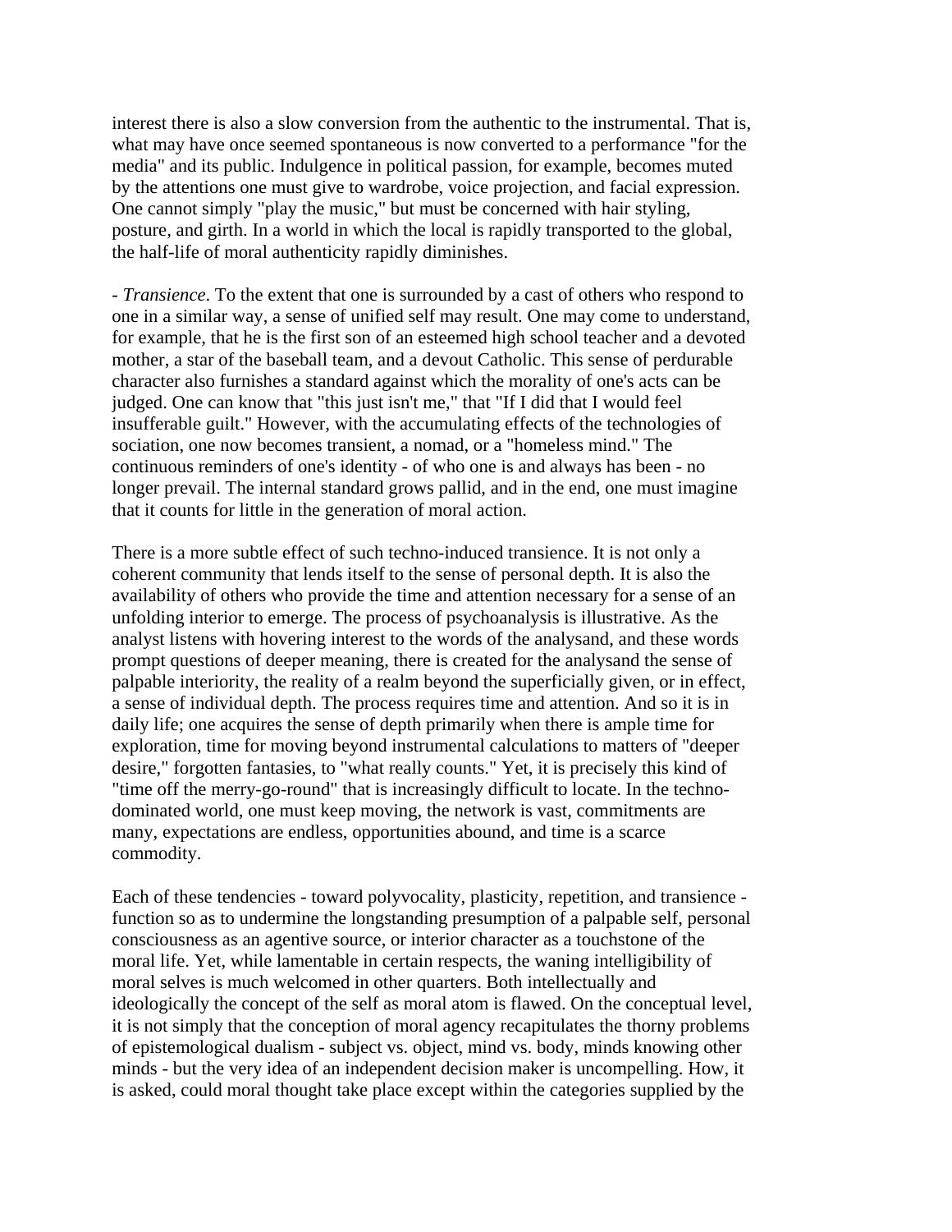interest there is also a slow conversion from the authentic to the instrumental. That is, what may have once seemed spontaneous is now converted to a performance "for the media" and its public. Indulgence in political passion, for example, becomes muted by the attentions one must give to wardrobe, voice projection, and facial expression. One cannot simply "play the music," but must be concerned with hair styling, posture, and girth. In a world in which the local is rapidly transported to the global, the half-life of moral authenticity rapidly diminishes.

- *Transience*. To the extent that one is surrounded by a cast of others who respond to one in a similar way, a sense of unified self may result. One may come to understand, for example, that he is the first son of an esteemed high school teacher and a devoted mother, a star of the baseball team, and a devout Catholic. This sense of perdurable character also furnishes a standard against which the morality of one's acts can be judged. One can know that "this just isn't me," that "If I did that I would feel insufferable guilt." However, with the accumulating effects of the technologies of sociation, one now becomes transient, a nomad, or a "homeless mind." The continuous reminders of one's identity - of who one is and always has been - no longer prevail. The internal standard grows pallid, and in the end, one must imagine that it counts for little in the generation of moral action.

There is a more subtle effect of such techno-induced transience. It is not only a coherent community that lends itself to the sense of personal depth. It is also the availability of others who provide the time and attention necessary for a sense of an unfolding interior to emerge. The process of psychoanalysis is illustrative. As the analyst listens with hovering interest to the words of the analysand, and these words prompt questions of deeper meaning, there is created for the analysand the sense of palpable interiority, the reality of a realm beyond the superficially given, or in effect, a sense of individual depth. The process requires time and attention. And so it is in daily life; one acquires the sense of depth primarily when there is ample time for exploration, time for moving beyond instrumental calculations to matters of "deeper desire," forgotten fantasies, to "what really counts." Yet, it is precisely this kind of "time off the merry-go-round" that is increasingly difficult to locate. In the techno-dominated world, one must keep moving, the network is vast, commitments are many, expectations are endless, opportunities abound, and time is a scarce commodity.

Each of these tendencies - toward polyvocality, plasticity, repetition, and transience - function so as to undermine the longstanding presumption of a palpable self, personal consciousness as an agentive source, or interior character as a touchstone of the moral life. Yet, while lamentable in certain respects, the waning intelligibility of moral selves is much welcomed in other quarters. Both intellectually and ideologically the concept of the self as moral atom is flawed. On the conceptual level, it is not simply that the conception of moral agency recapitulates the thorny problems of epistemological dualism - subject vs. object, mind vs. body, minds knowing other minds - but the very idea of an independent decision maker is uncompelling. How, it is asked, could moral thought take place except within the categories supplied by the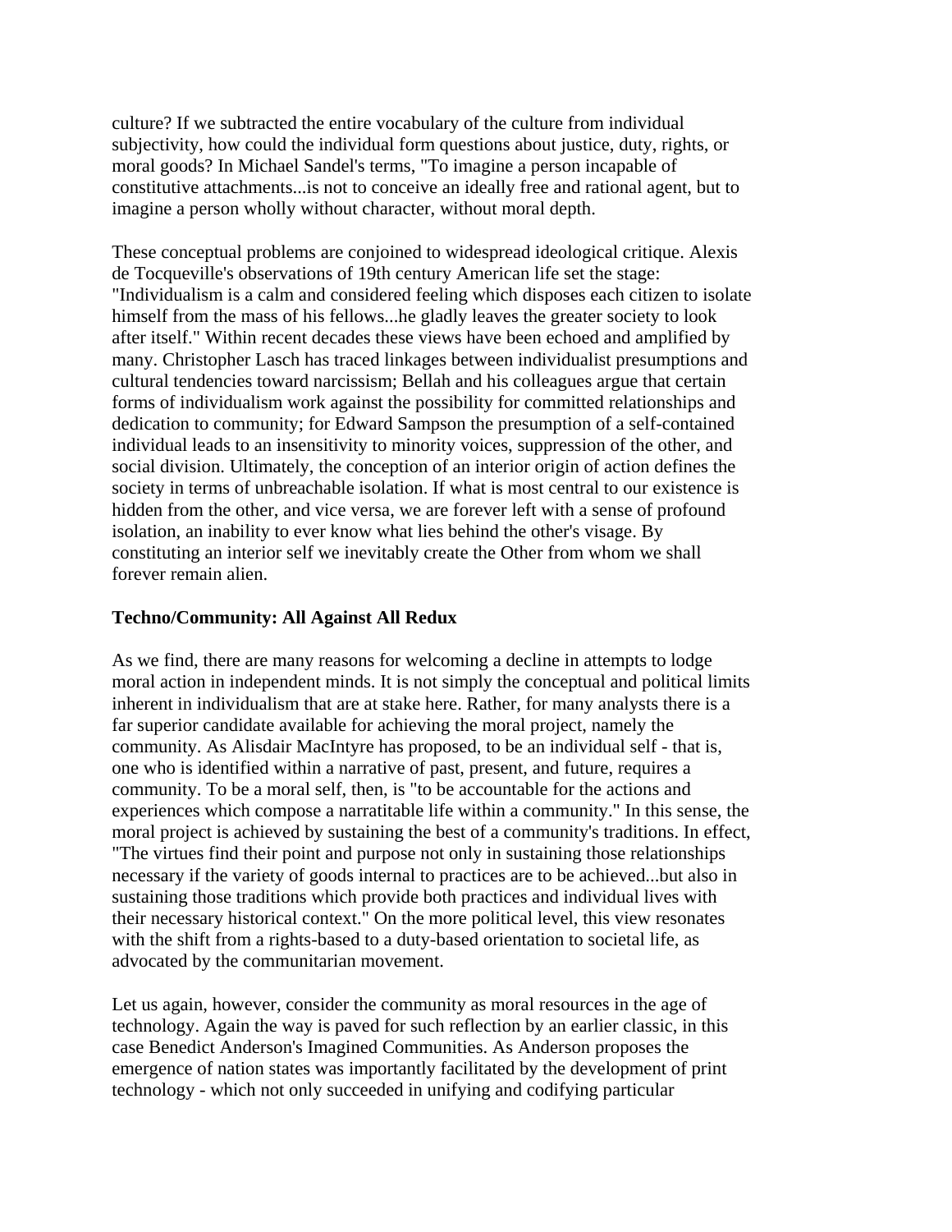culture? If we subtracted the entire vocabulary of the culture from individual subjectivity, how could the individual form questions about justice, duty, rights, or moral goods? In Michael Sandel's terms, "To imagine a person incapable of constitutive attachments...is not to conceive an ideally free and rational agent, but to imagine a person wholly without character, without moral depth.

These conceptual problems are conjoined to widespread ideological critique. Alexis de Tocqueville's observations of 19th century American life set the stage: "Individualism is a calm and considered feeling which disposes each citizen to isolate himself from the mass of his fellows...he gladly leaves the greater society to look after itself." Within recent decades these views have been echoed and amplified by many. Christopher Lasch has traced linkages between individualist presumptions and cultural tendencies toward narcissism; Bellah and his colleagues argue that certain forms of individualism work against the possibility for committed relationships and dedication to community; for Edward Sampson the presumption of a self-contained individual leads to an insensitivity to minority voices, suppression of the other, and social division. Ultimately, the conception of an interior origin of action defines the society in terms of unbreachable isolation. If what is most central to our existence is hidden from the other, and vice versa, we are forever left with a sense of profound isolation, an inability to ever know what lies behind the other's visage. By constituting an interior self we inevitably create the Other from whom we shall forever remain alien.

**Techno/Community: All Against All Redux**

As we find, there are many reasons for welcoming a decline in attempts to lodge moral action in independent minds. It is not simply the conceptual and political limits inherent in individualism that are at stake here. Rather, for many analysts there is a far superior candidate available for achieving the moral project, namely the community. As Alisdair MacIntyre has proposed, to be an individual self - that is, one who is identified within a narrative of past, present, and future, requires a community. To be a moral self, then, is "to be accountable for the actions and experiences which compose a narratitable life within a community." In this sense, the moral project is achieved by sustaining the best of a community's traditions. In effect, "The virtues find their point and purpose not only in sustaining those relationships necessary if the variety of goods internal to practices are to be achieved...but also in sustaining those traditions which provide both practices and individual lives with their necessary historical context." On the more political level, this view resonates with the shift from a rights-based to a duty-based orientation to societal life, as advocated by the communitarian movement.

Let us again, however, consider the community as moral resources in the age of technology. Again the way is paved for such reflection by an earlier classic, in this case Benedict Anderson's Imagined Communities. As Anderson proposes the emergence of nation states was importantly facilitated by the development of print technology - which not only succeeded in unifying and codifying particular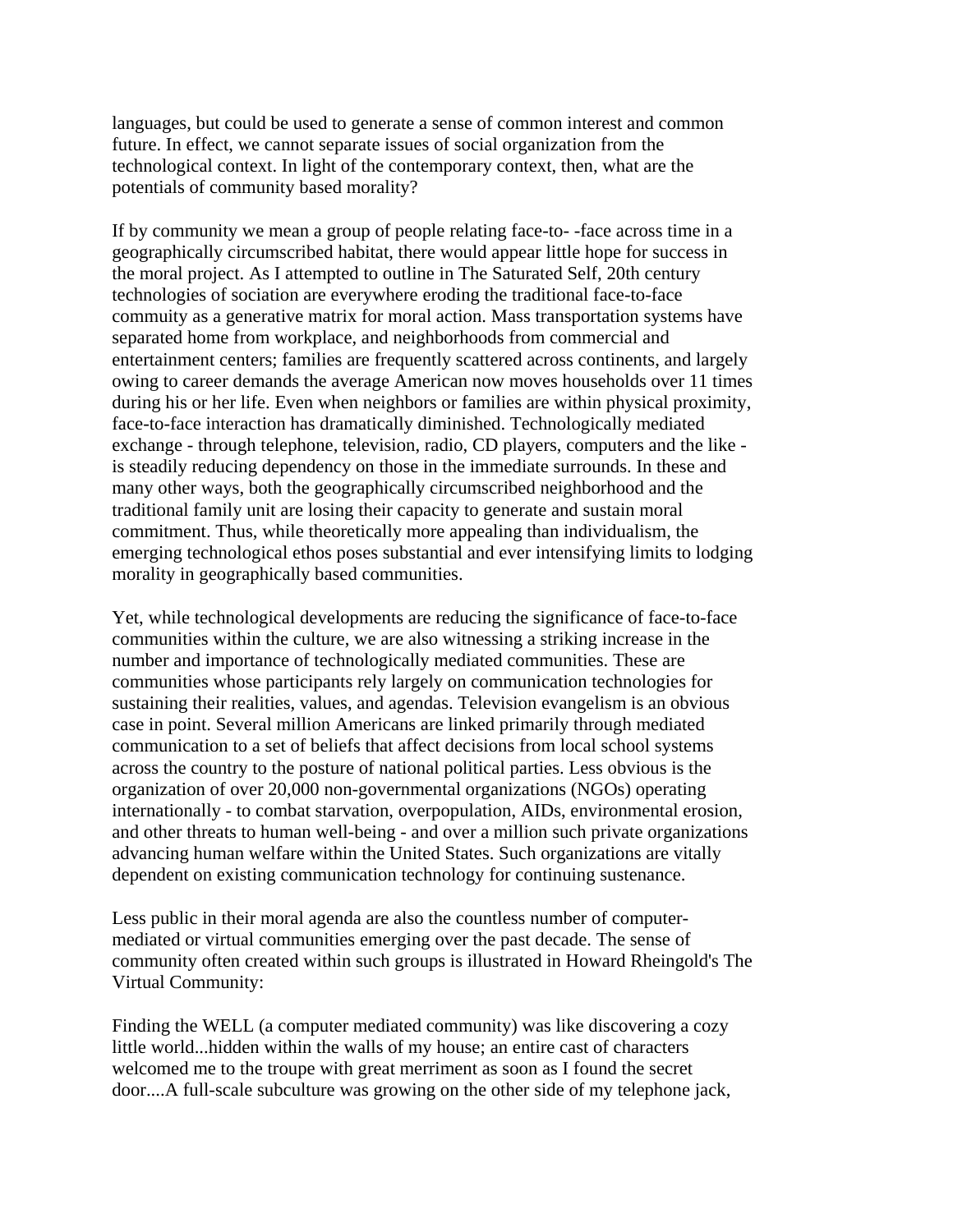languages, but could be used to generate a sense of common interest and common future. In effect, we cannot separate issues of social organization from the technological context. In light of the contemporary context, then, what are the potentials of community based morality?

If by community we mean a group of people relating face-to- -face across time in a geographically circumscribed habitat, there would appear little hope for success in the moral project. As I attempted to outline in The Saturated Self, 20th century technologies of sociation are everywhere eroding the traditional face-to-face commuity as a generative matrix for moral action. Mass transportation systems have separated home from workplace, and neighborhoods from commercial and entertainment centers; families are frequently scattered across continents, and largely owing to career demands the average American now moves households over 11 times during his or her life. Even when neighbors or families are within physical proximity, face-to-face interaction has dramatically diminished. Technologically mediated exchange - through telephone, television, radio, CD players, computers and the like - is steadily reducing dependency on those in the immediate surrounds. In these and many other ways, both the geographically circumscribed neighborhood and the traditional family unit are losing their capacity to generate and sustain moral commitment. Thus, while theoretically more appealing than individualism, the emerging technological ethos poses substantial and ever intensifying limits to lodging morality in geographically based communities.

Yet, while technological developments are reducing the significance of face-to-face communities within the culture, we are also witnessing a striking increase in the number and importance of technologically mediated communities. These are communities whose participants rely largely on communication technologies for sustaining their realities, values, and agendas. Television evangelism is an obvious case in point. Several million Americans are linked primarily through mediated communication to a set of beliefs that affect decisions from local school systems across the country to the posture of national political parties. Less obvious is the organization of over 20,000 non-governmental organizations (NGOs) operating internationally - to combat starvation, overpopulation, AIDs, environmental erosion, and other threats to human well-being - and over a million such private organizations advancing human welfare within the United States. Such organizations are vitally dependent on existing communication technology for continuing sustenance.

Less public in their moral agenda are also the countless number of computer-mediated or virtual communities emerging over the past decade. The sense of community often created within such groups is illustrated in Howard Rheingold's The Virtual Community:

Finding the WELL (a computer mediated community) was like discovering a cozy little world...hidden within the walls of my house; an entire cast of characters welcomed me to the troupe with great merriment as soon as I found the secret door....A full-scale subculture was growing on the other side of my telephone jack,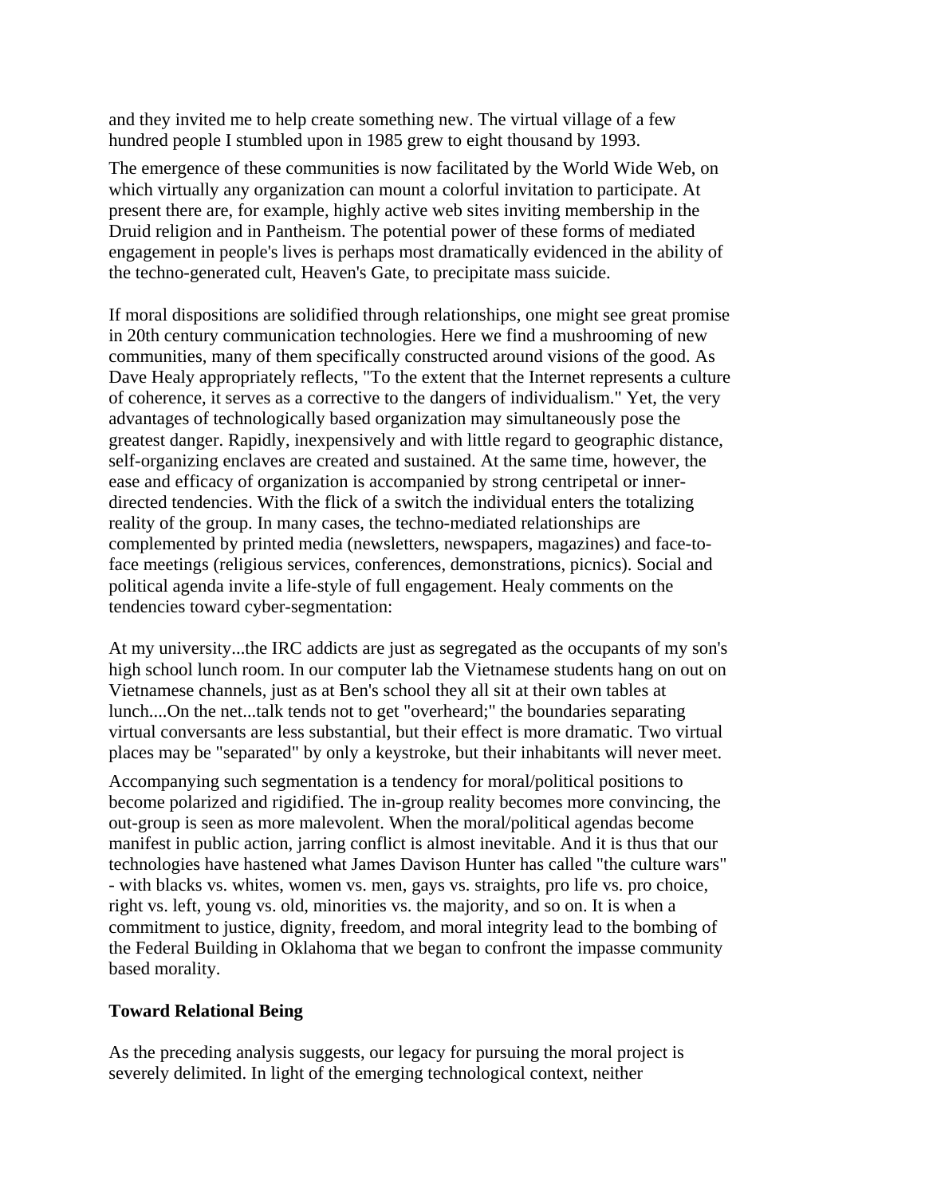and they invited me to help create something new. The virtual village of a few hundred people I stumbled upon in 1985 grew to eight thousand by 1993.

The emergence of these communities is now facilitated by the World Wide Web, on which virtually any organization can mount a colorful invitation to participate. At present there are, for example, highly active web sites inviting membership in the Druid religion and in Pantheism. The potential power of these forms of mediated engagement in people's lives is perhaps most dramatically evidenced in the ability of the techno-generated cult, Heaven's Gate, to precipitate mass suicide.

If moral dispositions are solidified through relationships, one might see great promise in 20th century communication technologies. Here we find a mushrooming of new communities, many of them specifically constructed around visions of the good. As Dave Healy appropriately reflects, "To the extent that the Internet represents a culture of coherence, it serves as a corrective to the dangers of individualism." Yet, the very advantages of technologically based organization may simultaneously pose the greatest danger. Rapidly, inexpensively and with little regard to geographic distance, self-organizing enclaves are created and sustained. At the same time, however, the ease and efficacy of organization is accompanied by strong centripetal or inner-directed tendencies. With the flick of a switch the individual enters the totalizing reality of the group. In many cases, the techno-mediated relationships are complemented by printed media (newsletters, newspapers, magazines) and face-to-face meetings (religious services, conferences, demonstrations, picnics). Social and political agenda invite a life-style of full engagement. Healy comments on the tendencies toward cyber-segmentation:

At my university...the IRC addicts are just as segregated as the occupants of my son's high school lunch room. In our computer lab the Vietnamese students hang on out on Vietnamese channels, just as at Ben's school they all sit at their own tables at lunch....On the net...talk tends not to get "overheard;" the boundaries separating virtual conversants are less substantial, but their effect is more dramatic. Two virtual places may be "separated" by only a keystroke, but their inhabitants will never meet.

Accompanying such segmentation is a tendency for moral/political positions to become polarized and rigidified. The in-group reality becomes more convincing, the out-group is seen as more malevolent. When the moral/political agendas become manifest in public action, jarring conflict is almost inevitable. And it is thus that our technologies have hastened what James Davison Hunter has called "the culture wars" - with blacks vs. whites, women vs. men, gays vs. straights, pro life vs. pro choice, right vs. left, young vs. old, minorities vs. the majority, and so on. It is when a commitment to justice, dignity, freedom, and moral integrity lead to the bombing of the Federal Building in Oklahoma that we began to confront the impasse community based morality.

## Toward Relational Being

As the preceding analysis suggests, our legacy for pursuing the moral project is severely delimited. In light of the emerging technological context, neither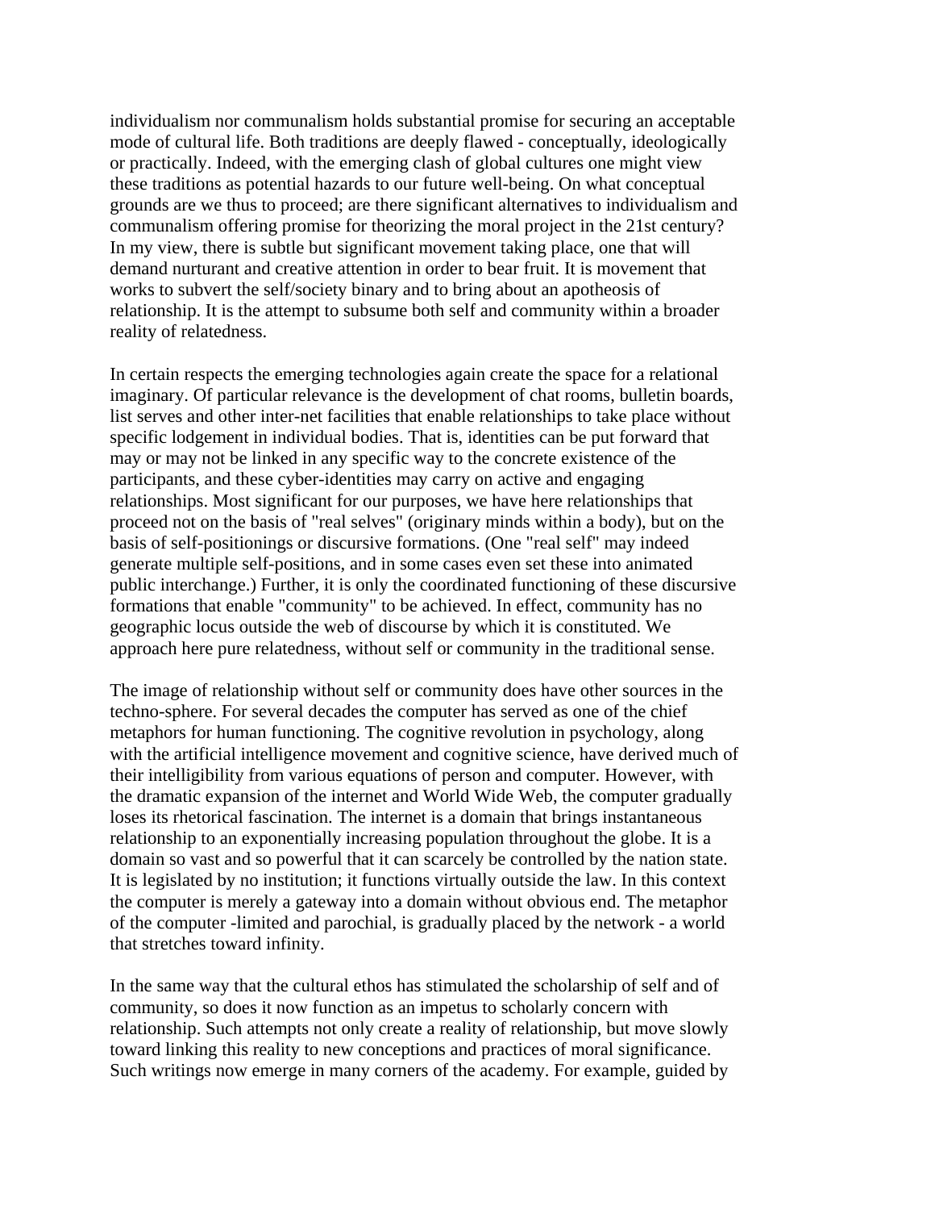individualism nor communalism holds substantial promise for securing an acceptable mode of cultural life. Both traditions are deeply flawed - conceptually, ideologically or practically. Indeed, with the emerging clash of global cultures one might view these traditions as potential hazards to our future well-being. On what conceptual grounds are we thus to proceed; are there significant alternatives to individualism and communalism offering promise for theorizing the moral project in the 21st century? In my view, there is subtle but significant movement taking place, one that will demand nurturant and creative attention in order to bear fruit. It is movement that works to subvert the self/society binary and to bring about an apotheosis of relationship. It is the attempt to subsume both self and community within a broader reality of relatedness.

In certain respects the emerging technologies again create the space for a relational imaginary. Of particular relevance is the development of chat rooms, bulletin boards, list serves and other inter-net facilities that enable relationships to take place without specific lodgement in individual bodies. That is, identities can be put forward that may or may not be linked in any specific way to the concrete existence of the participants, and these cyber-identities may carry on active and engaging relationships. Most significant for our purposes, we have here relationships that proceed not on the basis of "real selves" (originary minds within a body), but on the basis of self-positionings or discursive formations. (One "real self" may indeed generate multiple self-positions, and in some cases even set these into animated public interchange.) Further, it is only the coordinated functioning of these discursive formations that enable "community" to be achieved. In effect, community has no geographic locus outside the web of discourse by which it is constituted. We approach here pure relatedness, without self or community in the traditional sense.

The image of relationship without self or community does have other sources in the techno-sphere. For several decades the computer has served as one of the chief metaphors for human functioning. The cognitive revolution in psychology, along with the artificial intelligence movement and cognitive science, have derived much of their intelligibility from various equations of person and computer. However, with the dramatic expansion of the internet and World Wide Web, the computer gradually loses its rhetorical fascination. The internet is a domain that brings instantaneous relationship to an exponentially increasing population throughout the globe. It is a domain so vast and so powerful that it can scarcely be controlled by the nation state. It is legislated by no institution; it functions virtually outside the law. In this context the computer is merely a gateway into a domain without obvious end. The metaphor of the computer -limited and parochial, is gradually placed by the network - a world that stretches toward infinity.

In the same way that the cultural ethos has stimulated the scholarship of self and of community, so does it now function as an impetus to scholarly concern with relationship. Such attempts not only create a reality of relationship, but move slowly toward linking this reality to new conceptions and practices of moral significance. Such writings now emerge in many corners of the academy. For example, guided by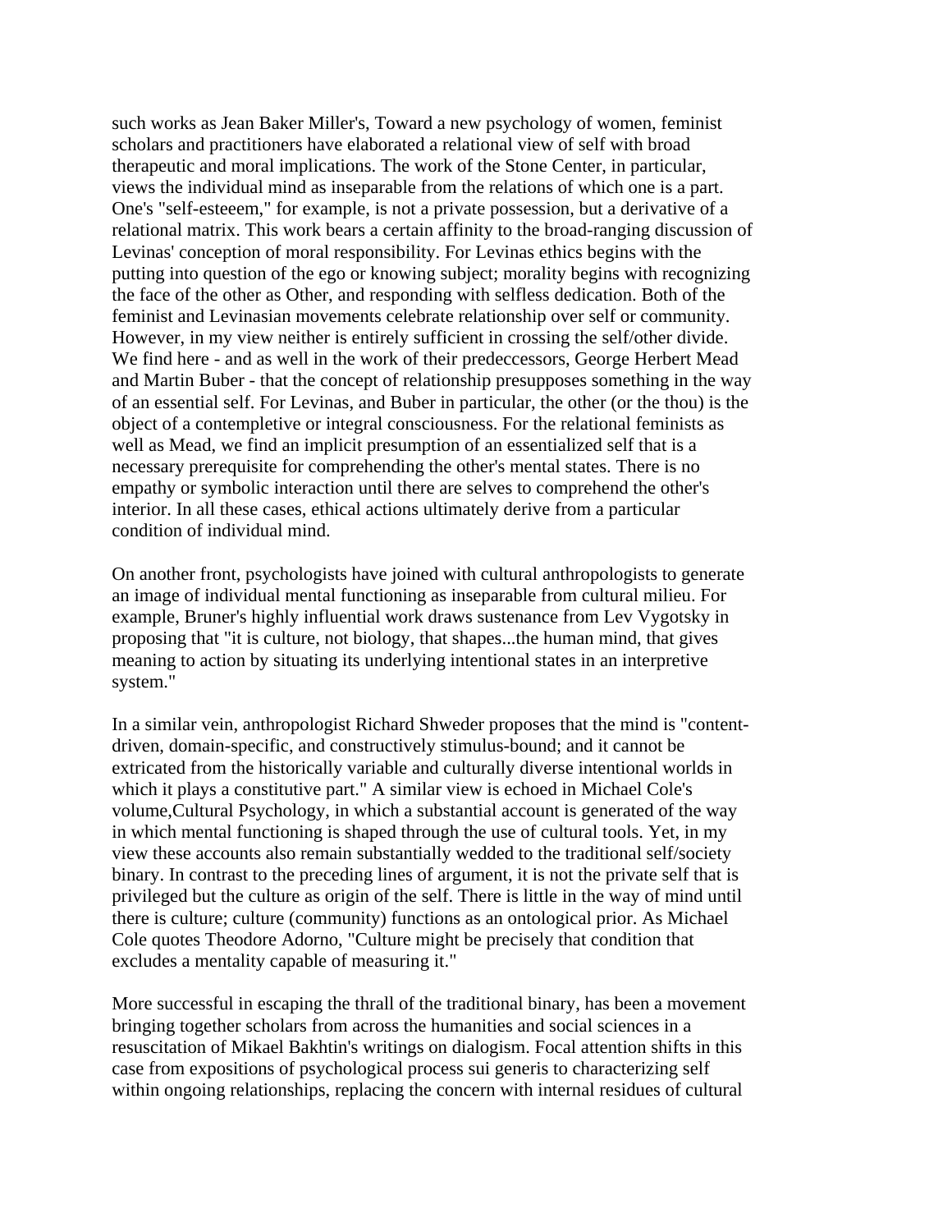such works as Jean Baker Miller's, Toward a new psychology of women, feminist scholars and practitioners have elaborated a relational view of self with broad therapeutic and moral implications. The work of the Stone Center, in particular, views the individual mind as inseparable from the relations of which one is a part. One's "self-esteeem," for example, is not a private possession, but a derivative of a relational matrix. This work bears a certain affinity to the broad-ranging discussion of Levinas' conception of moral responsibility. For Levinas ethics begins with the putting into question of the ego or knowing subject; morality begins with recognizing the face of the other as Other, and responding with selfless dedication. Both of the feminist and Levinasian movements celebrate relationship over self or community. However, in my view neither is entirely sufficient in crossing the self/other divide. We find here - and as well in the work of their predeccessors, George Herbert Mead and Martin Buber - that the concept of relationship presupposes something in the way of an essential self. For Levinas, and Buber in particular, the other (or the thou) is the object of a contempletive or integral consciousness. For the relational feminists as well as Mead, we find an implicit presumption of an essentialized self that is a necessary prerequisite for comprehending the other's mental states. There is no empathy or symbolic interaction until there are selves to comprehend the other's interior. In all these cases, ethical actions ultimately derive from a particular condition of individual mind.

On another front, psychologists have joined with cultural anthropologists to generate an image of individual mental functioning as inseparable from cultural milieu. For example, Bruner's highly influential work draws sustenance from Lev Vygotsky in proposing that "it is culture, not biology, that shapes...the human mind, that gives meaning to action by situating its underlying intentional states in an interpretive system."

In a similar vein, anthropologist Richard Shweder proposes that the mind is "content-driven, domain-specific, and constructively stimulus-bound; and it cannot be extricated from the historically variable and culturally diverse intentional worlds in which it plays a constitutive part." A similar view is echoed in Michael Cole's volume,Cultural Psychology, in which a substantial account is generated of the way in which mental functioning is shaped through the use of cultural tools. Yet, in my view these accounts also remain substantially wedded to the traditional self/society binary. In contrast to the preceding lines of argument, it is not the private self that is privileged but the culture as origin of the self. There is little in the way of mind until there is culture; culture (community) functions as an ontological prior. As Michael Cole quotes Theodore Adorno, "Culture might be precisely that condition that excludes a mentality capable of measuring it."

More successful in escaping the thrall of the traditional binary, has been a movement bringing together scholars from across the humanities and social sciences in a resuscitation of Mikael Bakhtin's writings on dialogism. Focal attention shifts in this case from expositions of psychological process sui generis to characterizing self within ongoing relationships, replacing the concern with internal residues of cultural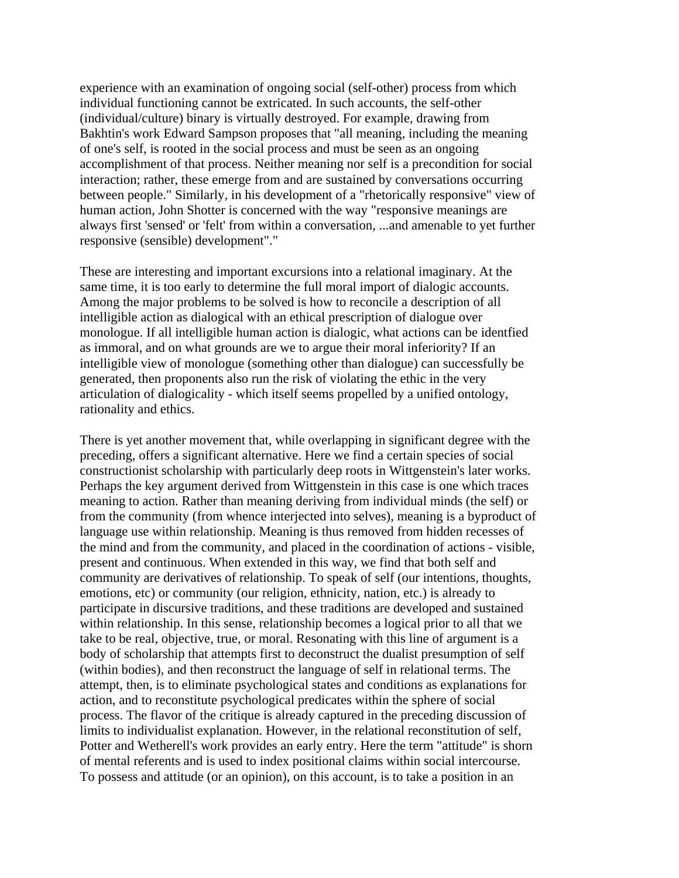experience with an examination of ongoing social (self-other) process from which individual functioning cannot be extricated. In such accounts, the self-other (individual/culture) binary is virtually destroyed. For example, drawing from Bakhtin's work Edward Sampson proposes that "all meaning, including the meaning of one's self, is rooted in the social process and must be seen as an ongoing accomplishment of that process. Neither meaning nor self is a precondition for social interaction; rather, these emerge from and are sustained by conversations occurring between people." Similarly, in his development of a "rhetorically responsive" view of human action, John Shotter is concerned with the way "responsive meanings are always first 'sensed' or 'felt' from within a conversation, ...and amenable to yet further responsive (sensible) development"."

These are interesting and important excursions into a relational imaginary. At the same time, it is too early to determine the full moral import of dialogic accounts. Among the major problems to be solved is how to reconcile a description of all intelligible action as dialogical with an ethical prescription of dialogue over monologue. If all intelligible human action is dialogic, what actions can be identfied as immoral, and on what grounds are we to argue their moral inferiority? If an intelligible view of monologue (something other than dialogue) can successfully be generated, then proponents also run the risk of violating the ethic in the very articulation of dialogicality - which itself seems propelled by a unified ontology, rationality and ethics.

There is yet another movement that, while overlapping in significant degree with the preceding, offers a significant alternative. Here we find a certain species of social constructionist scholarship with particularly deep roots in Wittgenstein's later works. Perhaps the key argument derived from Wittgenstein in this case is one which traces meaning to action. Rather than meaning deriving from individual minds (the self) or from the community (from whence interjected into selves), meaning is a byproduct of language use within relationship. Meaning is thus removed from hidden recesses of the mind and from the community, and placed in the coordination of actions - visible, present and continuous. When extended in this way, we find that both self and community are derivatives of relationship. To speak of self (our intentions, thoughts, emotions, etc) or community (our religion, ethnicity, nation, etc.) is already to participate in discursive traditions, and these traditions are developed and sustained within relationship. In this sense, relationship becomes a logical prior to all that we take to be real, objective, true, or moral. Resonating with this line of argument is a body of scholarship that attempts first to deconstruct the dualist presumption of self (within bodies), and then reconstruct the language of self in relational terms. The attempt, then, is to eliminate psychological states and conditions as explanations for action, and to reconstitute psychological predicates within the sphere of social process. The flavor of the critique is already captured in the preceding discussion of limits to individualist explanation. However, in the relational reconstitution of self, Potter and Wetherell's work provides an early entry. Here the term "attitude" is shorn of mental referents and is used to index positional claims within social intercourse. To possess and attitude (or an opinion), on this account, is to take a position in an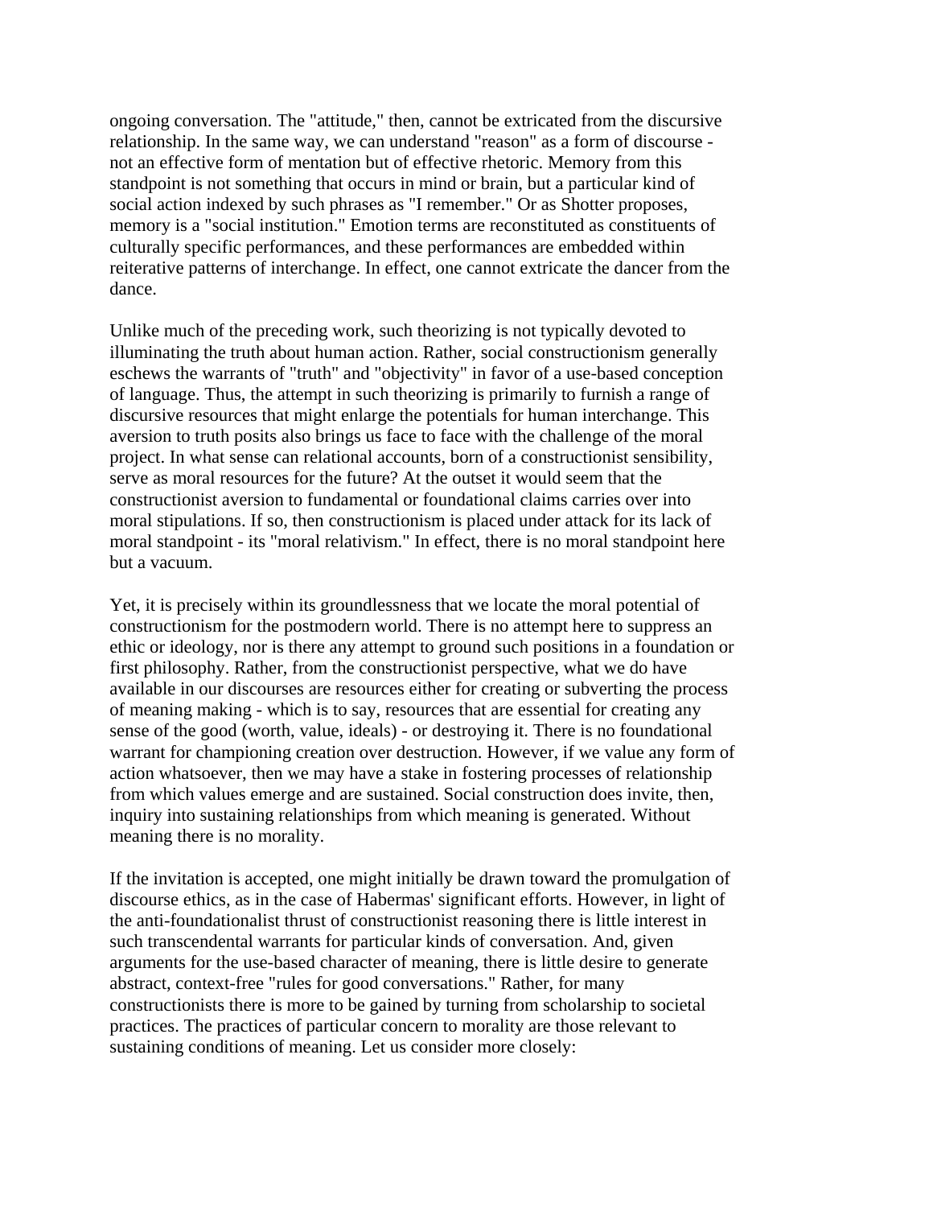ongoing conversation. The "attitude," then, cannot be extricated from the discursive relationship. In the same way, we can understand "reason" as a form of discourse - not an effective form of mentation but of effective rhetoric. Memory from this standpoint is not something that occurs in mind or brain, but a particular kind of social action indexed by such phrases as "I remember." Or as Shotter proposes, memory is a "social institution." Emotion terms are reconstituted as constituents of culturally specific performances, and these performances are embedded within reiterative patterns of interchange. In effect, one cannot extricate the dancer from the dance.

Unlike much of the preceding work, such theorizing is not typically devoted to illuminating the truth about human action. Rather, social constructionism generally eschews the warrants of "truth" and "objectivity" in favor of a use-based conception of language. Thus, the attempt in such theorizing is primarily to furnish a range of discursive resources that might enlarge the potentials for human interchange. This aversion to truth posits also brings us face to face with the challenge of the moral project. In what sense can relational accounts, born of a constructionist sensibility, serve as moral resources for the future? At the outset it would seem that the constructionist aversion to fundamental or foundational claims carries over into moral stipulations. If so, then constructionism is placed under attack for its lack of moral standpoint - its "moral relativism." In effect, there is no moral standpoint here but a vacuum.

Yet, it is precisely within its groundlessness that we locate the moral potential of constructionism for the postmodern world. There is no attempt here to suppress an ethic or ideology, nor is there any attempt to ground such positions in a foundation or first philosophy. Rather, from the constructionist perspective, what we do have available in our discourses are resources either for creating or subverting the process of meaning making - which is to say, resources that are essential for creating any sense of the good (worth, value, ideals) - or destroying it. There is no foundational warrant for championing creation over destruction. However, if we value any form of action whatsoever, then we may have a stake in fostering processes of relationship from which values emerge and are sustained. Social construction does invite, then, inquiry into sustaining relationships from which meaning is generated. Without meaning there is no morality.

If the invitation is accepted, one might initially be drawn toward the promulgation of discourse ethics, as in the case of Habermas' significant efforts. However, in light of the anti-foundationalist thrust of constructionist reasoning there is little interest in such transcendental warrants for particular kinds of conversation. And, given arguments for the use-based character of meaning, there is little desire to generate abstract, context-free "rules for good conversations." Rather, for many constructionists there is more to be gained by turning from scholarship to societal practices. The practices of particular concern to morality are those relevant to sustaining conditions of meaning. Let us consider more closely: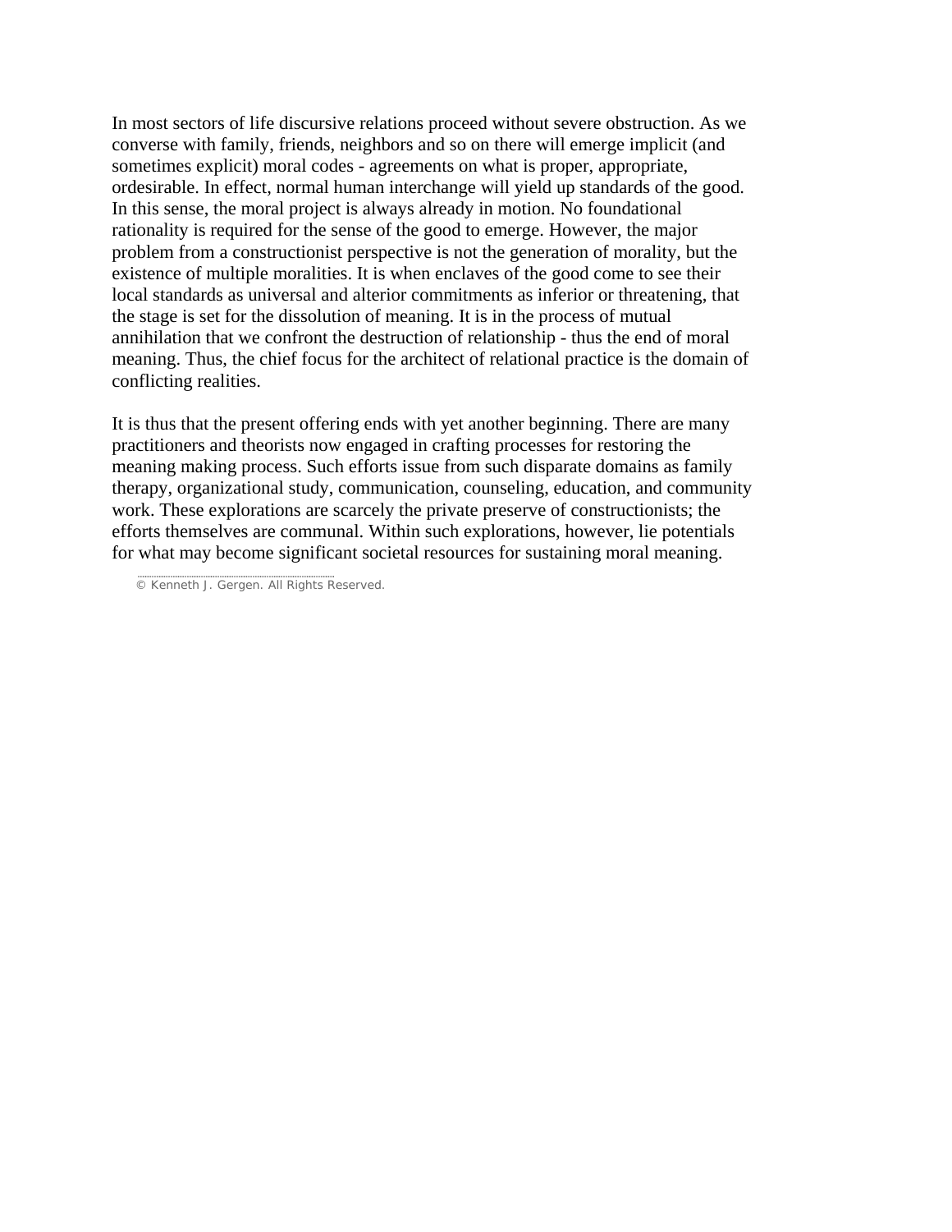In most sectors of life discursive relations proceed without severe obstruction. As we converse with family, friends, neighbors and so on there will emerge implicit (and sometimes explicit) moral codes - agreements on what is proper, appropriate, ordesirable. In effect, normal human interchange will yield up standards of the good. In this sense, the moral project is always already in motion. No foundational rationality is required for the sense of the good to emerge. However, the major problem from a constructionist perspective is not the generation of morality, but the existence of multiple moralities. It is when enclaves of the good come to see their local standards as universal and alterior commitments as inferior or threatening, that the stage is set for the dissolution of meaning. It is in the process of mutual annihilation that we confront the destruction of relationship - thus the end of moral meaning. Thus, the chief focus for the architect of relational practice is the domain of conflicting realities.

It is thus that the present offering ends with yet another beginning. There are many practitioners and theorists now engaged in crafting processes for restoring the meaning making process. Such efforts issue from such disparate domains as family therapy, organizational study, communication, counseling, education, and community work. These explorations are scarcely the private preserve of constructionists; the efforts themselves are communal. Within such explorations, however, lie potentials for what may become significant societal resources for sustaining moral meaning.

© Kenneth J. Gergen. All Rights Reserved.